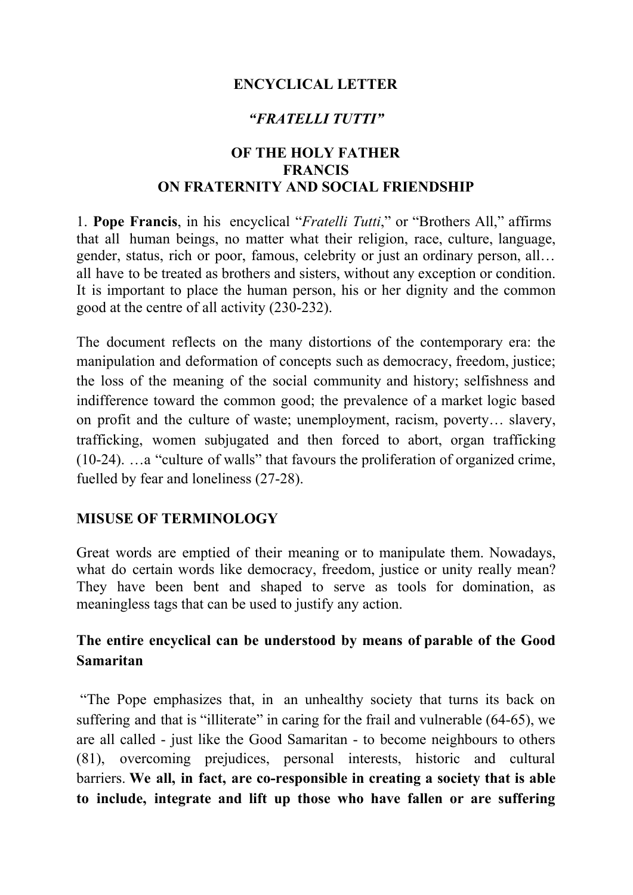**ENCYCLICAL LETTER**

***"FRATELLI TUTTI"***

**OF THE HOLY FATHER**
**FRANCIS**
**ON FRATERNITY AND SOCIAL FRIENDSHIP**

1. **Pope Francis**, in his encyclical "*Fratelli Tutti*," or "Brothers All," affirms that all human beings, no matter what their religion, race, culture, language, gender, status, rich or poor, famous, celebrity or just an ordinary person, all… all have to be treated as brothers and sisters, without any exception or condition. It is important to place the human person, his or her dignity and the common good at the centre of all activity (230-232).

The document reflects on the many distortions of the contemporary era: the manipulation and deformation of concepts such as democracy, freedom, justice; the loss of the meaning of the social community and history; selfishness and indifference toward the common good; the prevalence of a market logic based on profit and the culture of waste; unemployment, racism, poverty… slavery, trafficking, women subjugated and then forced to abort, organ trafficking (10-24). …a "culture of walls" that favours the proliferation of organized crime, fuelled by fear and loneliness (27-28).

**MISUSE OF TERMINOLOGY**

Great words are emptied of their meaning or to manipulate them. Nowadays, what do certain words like democracy, freedom, justice or unity really mean? They have been bent and shaped to serve as tools for domination, as meaningless tags that can be used to justify any action.

**The entire encyclical can be understood by means of parable of the Good Samaritan**

"The Pope emphasizes that, in an unhealthy society that turns its back on suffering and that is "illiterate" in caring for the frail and vulnerable (64-65), we are all called - just like the Good Samaritan - to become neighbours to others (81), overcoming prejudices, personal interests, historic and cultural barriers. **We all, in fact, are co-responsible in creating a society that is able to include, integrate and lift up those who have fallen or are suffering**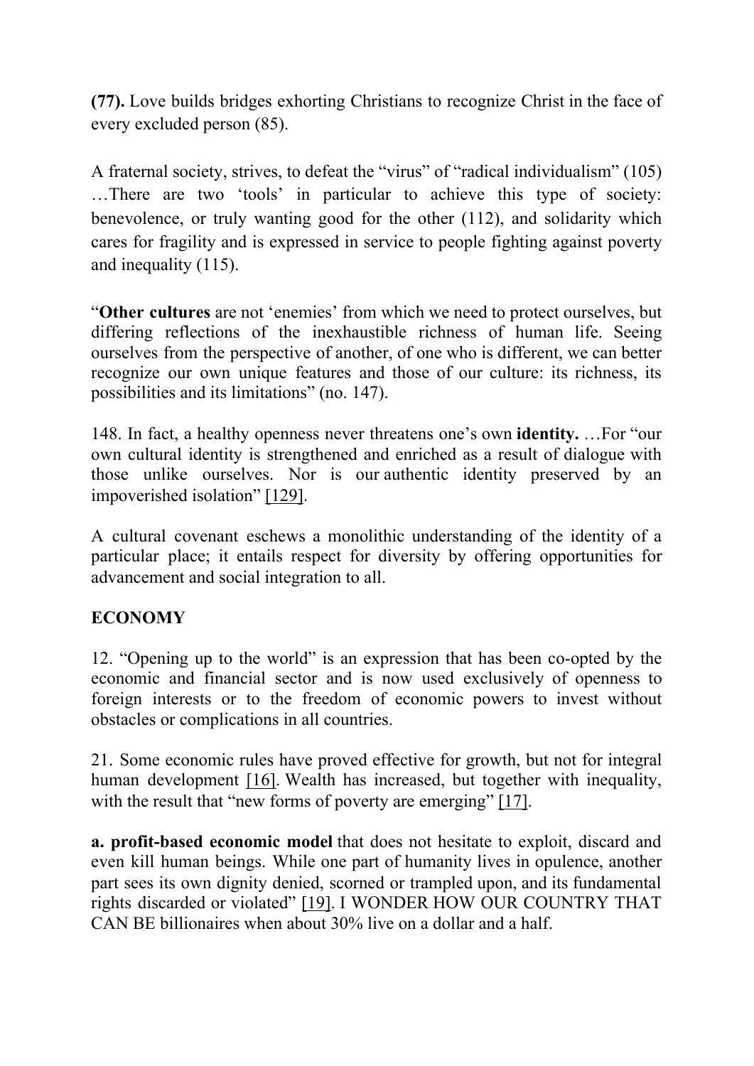**(77).** Love builds bridges exhorting Christians to recognize Christ in the face of every excluded person (85).

A fraternal society, strives, to defeat the "virus" of "radical individualism" (105) …There are two 'tools' in particular to achieve this type of society: benevolence, or truly wanting good for the other (112), and solidarity which cares for fragility and is expressed in service to people fighting against poverty and inequality (115).

"**Other cultures** are not 'enemies' from which we need to protect ourselves, but differing reflections of the inexhaustible richness of human life. Seeing ourselves from the perspective of another, of one who is different, we can better recognize our own unique features and those of our culture: its richness, its possibilities and its limitations" (no. 147).

148. In fact, a healthy openness never threatens one's own **identity.** …For "our own cultural identity is strengthened and enriched as a result of dialogue with those unlike ourselves. Nor is our authentic identity preserved by an impoverished isolation" [129].

A cultural covenant eschews a monolithic understanding of the identity of a particular place; it entails respect for diversity by offering opportunities for advancement and social integration to all.

**ECONOMY**

12. "Opening up to the world" is an expression that has been co-opted by the economic and financial sector and is now used exclusively of openness to foreign interests or to the freedom of economic powers to invest without obstacles or complications in all countries.

21. Some economic rules have proved effective for growth, but not for integral human development [16]. Wealth has increased, but together with inequality, with the result that "new forms of poverty are emerging" [17].

**a. profit-based economic model** that does not hesitate to exploit, discard and even kill human beings. While one part of humanity lives in opulence, another part sees its own dignity denied, scorned or trampled upon, and its fundamental rights discarded or violated" [19]. I WONDER HOW OUR COUNTRY THAT CAN BE billionaires when about 30% live on a dollar and a half.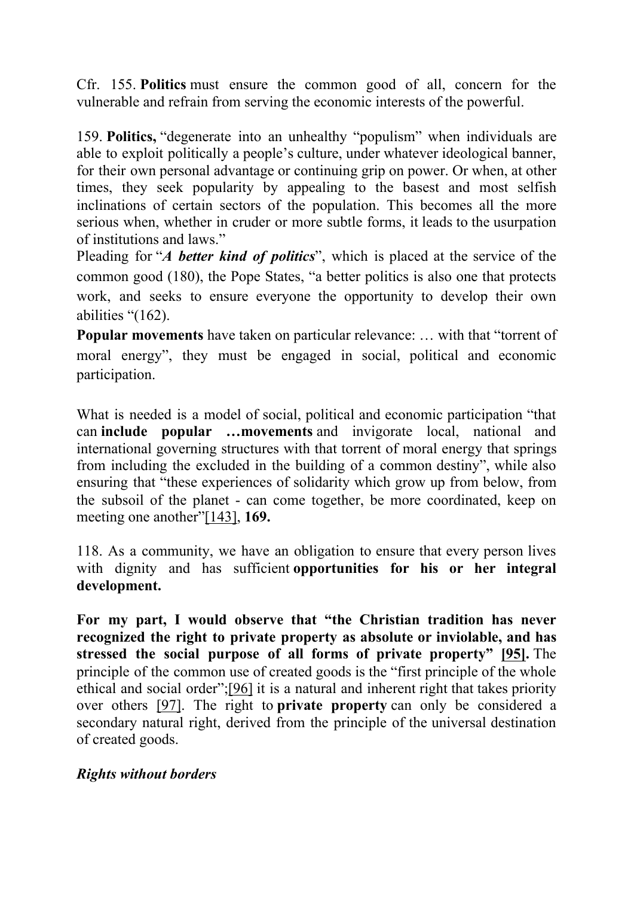Cfr. 155. **Politics** must ensure the common good of all, concern for the vulnerable and refrain from serving the economic interests of the powerful.

159. **Politics,** "degenerate into an unhealthy "populism" when individuals are able to exploit politically a people's culture, under whatever ideological banner, for their own personal advantage or continuing grip on power. Or when, at other times, they seek popularity by appealing to the basest and most selfish inclinations of certain sectors of the population. This becomes all the more serious when, whether in cruder or more subtle forms, it leads to the usurpation of institutions and laws."
Pleading for "***A better kind of politics***", which is placed at the service of the common good (180), the Pope States, "a better politics is also one that protects work, and seeks to ensure everyone the opportunity to develop their own abilities "(162).
**Popular movements** have taken on particular relevance: … with that "torrent of moral energy", they must be engaged in social, political and economic participation.

What is needed is a model of social, political and economic participation "that can **include popular …movements** and invigorate local, national and international governing structures with that torrent of moral energy that springs from including the excluded in the building of a common destiny", while also ensuring that "these experiences of solidarity which grow up from below, from the subsoil of the planet - can come together, be more coordinated, keep on meeting one another"[143], **169.**

118. As a community, we have an obligation to ensure that every person lives with dignity and has sufficient **opportunities for his or her integral development.**

**For my part, I would observe that "the Christian tradition has never recognized the right to private property as absolute or inviolable, and has stressed the social purpose of all forms of private property" [95].** The principle of the common use of created goods is the "first principle of the whole ethical and social order";[96] it is a natural and inherent right that takes priority over others [97]. The right to **private property** can only be considered a secondary natural right, derived from the principle of the universal destination of created goods.

***Rights without borders***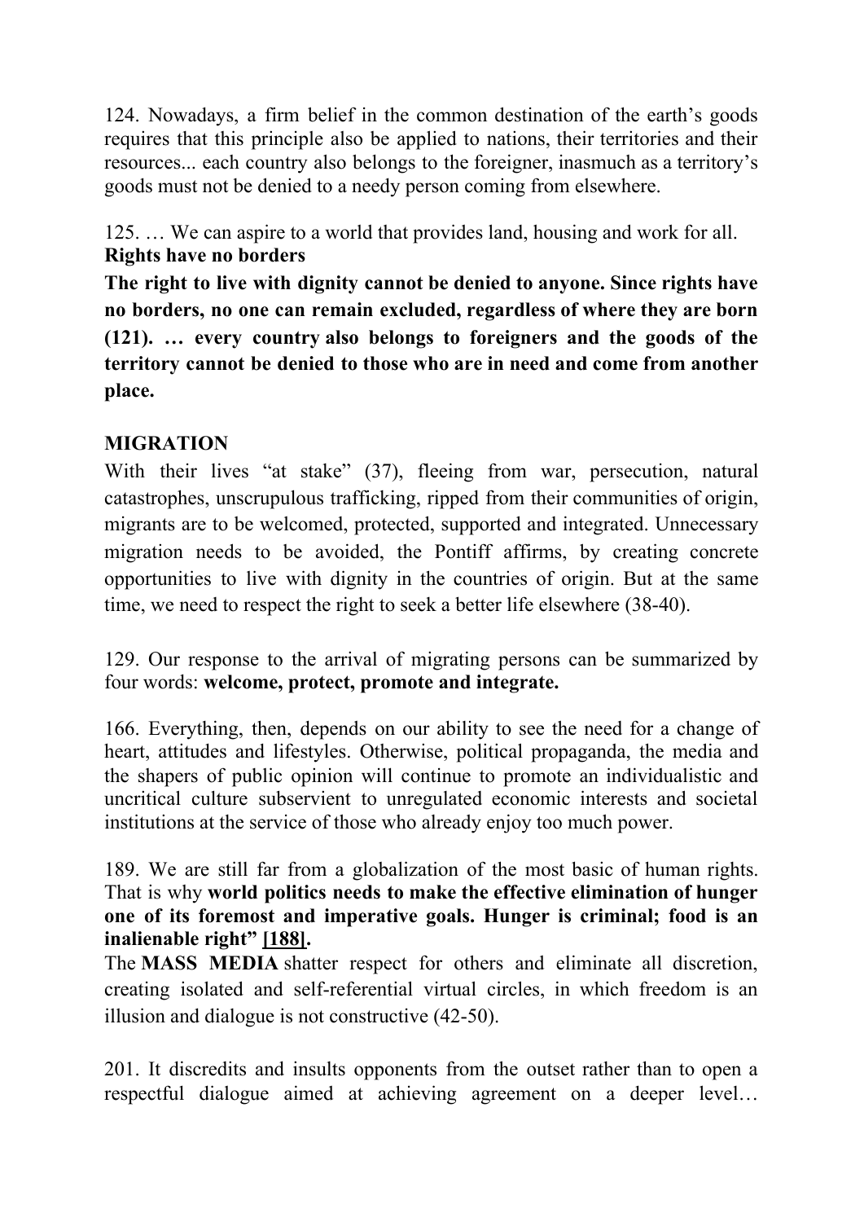124. Nowadays, a firm belief in the common destination of the earth's goods requires that this principle also be applied to nations, their territories and their resources... each country also belongs to the foreigner, inasmuch as a territory's goods must not be denied to a needy person coming from elsewhere.

125. … We can aspire to a world that provides land, housing and work for all.

**Rights have no borders**

**The right to live with dignity cannot be denied to anyone. Since rights have no borders, no one can remain excluded, regardless of where they are born (121). … every country also belongs to foreigners and the goods of the territory cannot be denied to those who are in need and come from another place.**

**MIGRATION**

With their lives "at stake" (37), fleeing from war, persecution, natural catastrophes, unscrupulous trafficking, ripped from their communities of origin, migrants are to be welcomed, protected, supported and integrated. Unnecessary migration needs to be avoided, the Pontiff affirms, by creating concrete opportunities to live with dignity in the countries of origin. But at the same time, we need to respect the right to seek a better life elsewhere (38-40).

129. Our response to the arrival of migrating persons can be summarized by four words: **welcome, protect, promote and integrate.**

166. Everything, then, depends on our ability to see the need for a change of heart, attitudes and lifestyles. Otherwise, political propaganda, the media and the shapers of public opinion will continue to promote an individualistic and uncritical culture subservient to unregulated economic interests and societal institutions at the service of those who already enjoy too much power.

189. We are still far from a globalization of the most basic of human rights. That is why **world politics needs to make the effective elimination of hunger one of its foremost and imperative goals. Hunger is criminal; food is an inalienable right" [188].**

The **MASS MEDIA** shatter respect for others and eliminate all discretion, creating isolated and self-referential virtual circles, in which freedom is an illusion and dialogue is not constructive (42-50).

201. It discredits and insults opponents from the outset rather than to open a respectful dialogue aimed at achieving agreement on a deeper level…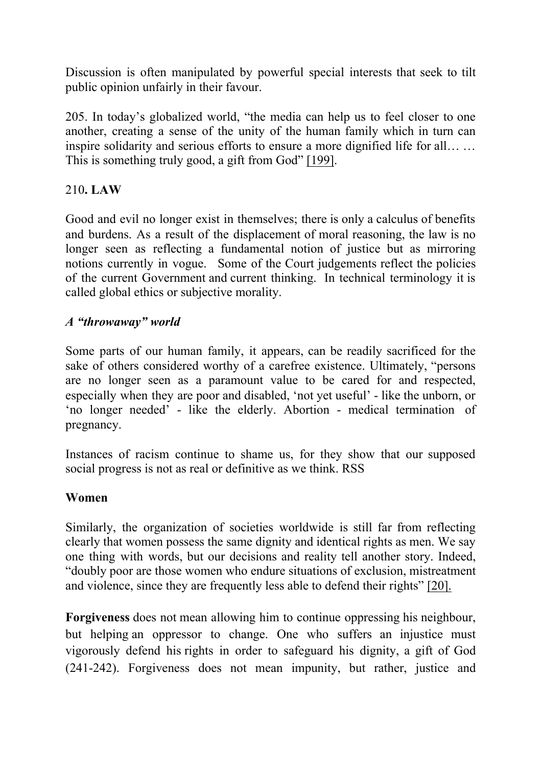Discussion is often manipulated by powerful special interests that seek to tilt public opinion unfairly in their favour.

205. In today's globalized world, "the media can help us to feel closer to one another, creating a sense of the unity of the human family which in turn can inspire solidarity and serious efforts to ensure a more dignified life for all… … This is something truly good, a gift from God" [199].

210**. LAW**

Good and evil no longer exist in themselves; there is only a calculus of benefits and burdens. As a result of the displacement of moral reasoning, the law is no longer seen as reflecting a fundamental notion of justice but as mirroring notions currently in vogue. Some of the Court judgements reflect the policies of the current Government and current thinking. In technical terminology it is called global ethics or subjective morality.

***A "throwaway" world***

Some parts of our human family, it appears, can be readily sacrificed for the sake of others considered worthy of a carefree existence. Ultimately, "persons are no longer seen as a paramount value to be cared for and respected, especially when they are poor and disabled, 'not yet useful' - like the unborn, or 'no longer needed' - like the elderly. Abortion - medical termination of pregnancy.

Instances of racism continue to shame us, for they show that our supposed social progress is not as real or definitive as we think. RSS

**Women**

Similarly, the organization of societies worldwide is still far from reflecting clearly that women possess the same dignity and identical rights as men. We say one thing with words, but our decisions and reality tell another story. Indeed, "doubly poor are those women who endure situations of exclusion, mistreatment and violence, since they are frequently less able to defend their rights" [20].

**Forgiveness** does not mean allowing him to continue oppressing his neighbour, but helping an oppressor to change. One who suffers an injustice must vigorously defend his rights in order to safeguard his dignity, a gift of God (241-242). Forgiveness does not mean impunity, but rather, justice and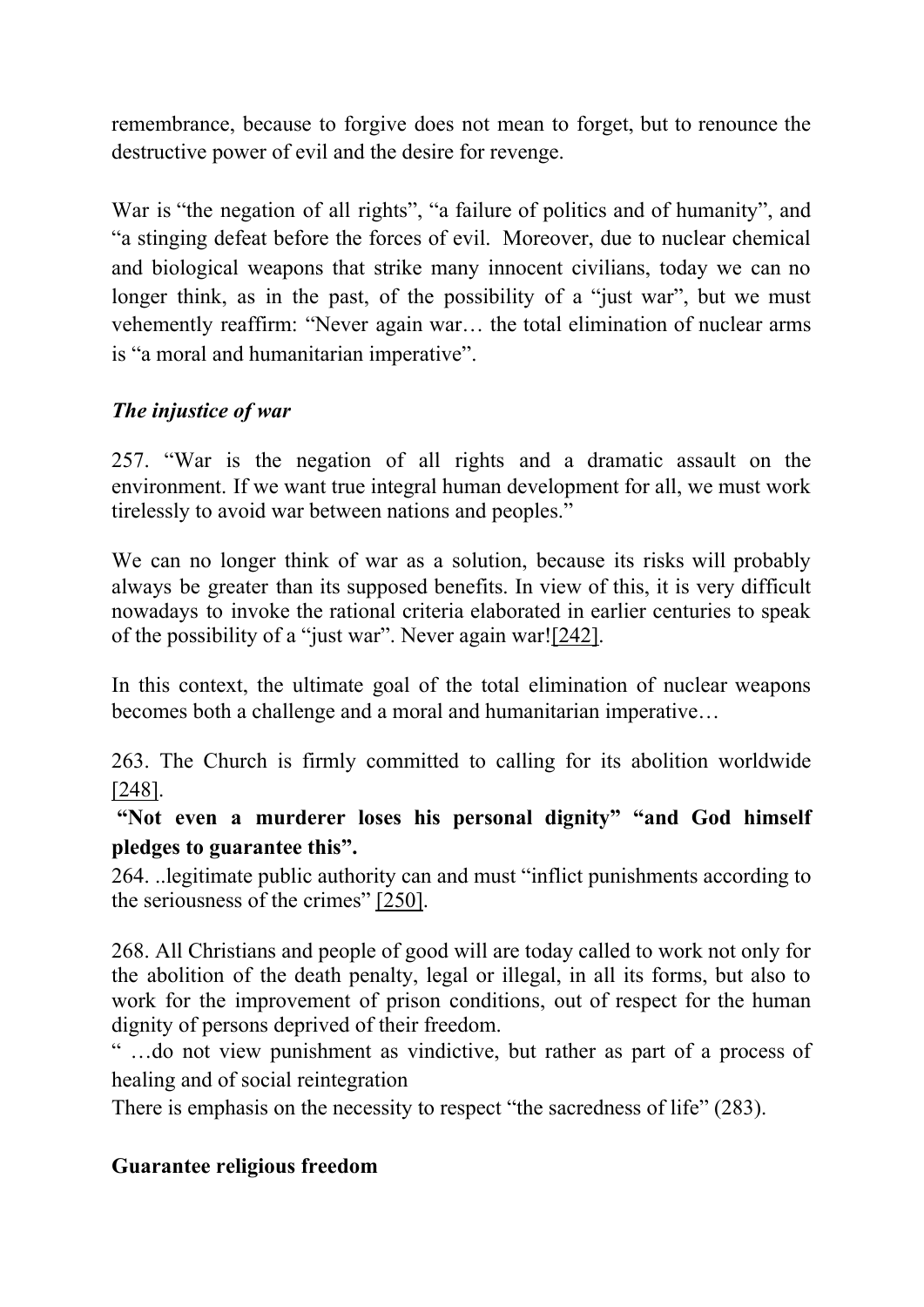remembrance, because to forgive does not mean to forget, but to renounce the destructive power of evil and the desire for revenge.

War is "the negation of all rights", "a failure of politics and of humanity", and "a stinging defeat before the forces of evil. Moreover, due to nuclear chemical and biological weapons that strike many innocent civilians, today we can no longer think, as in the past, of the possibility of a "just war", but we must vehemently reaffirm: "Never again war… the total elimination of nuclear arms is "a moral and humanitarian imperative".

### *The injustice of war*

257. "War is the negation of all rights and a dramatic assault on the environment. If we want true integral human development for all, we must work tirelessly to avoid war between nations and peoples."

We can no longer think of war as a solution, because its risks will probably always be greater than its supposed benefits. In view of this, it is very difficult nowadays to invoke the rational criteria elaborated in earlier centuries to speak of the possibility of a "just war". Never again war![242].

In this context, the ultimate goal of the total elimination of nuclear weapons becomes both a challenge and a moral and humanitarian imperative…

263. The Church is firmly committed to calling for its abolition worldwide [248].

**"Not even a murderer loses his personal dignity" "and God himself pledges to guarantee this".**

264. ..legitimate public authority can and must "inflict punishments according to the seriousness of the crimes" [250].

268. All Christians and people of good will are today called to work not only for the abolition of the death penalty, legal or illegal, in all its forms, but also to work for the improvement of prison conditions, out of respect for the human dignity of persons deprived of their freedom.

" …do not view punishment as vindictive, but rather as part of a process of healing and of social reintegration

There is emphasis on the necessity to respect "the sacredness of life" (283).

### **Guarantee religious freedom**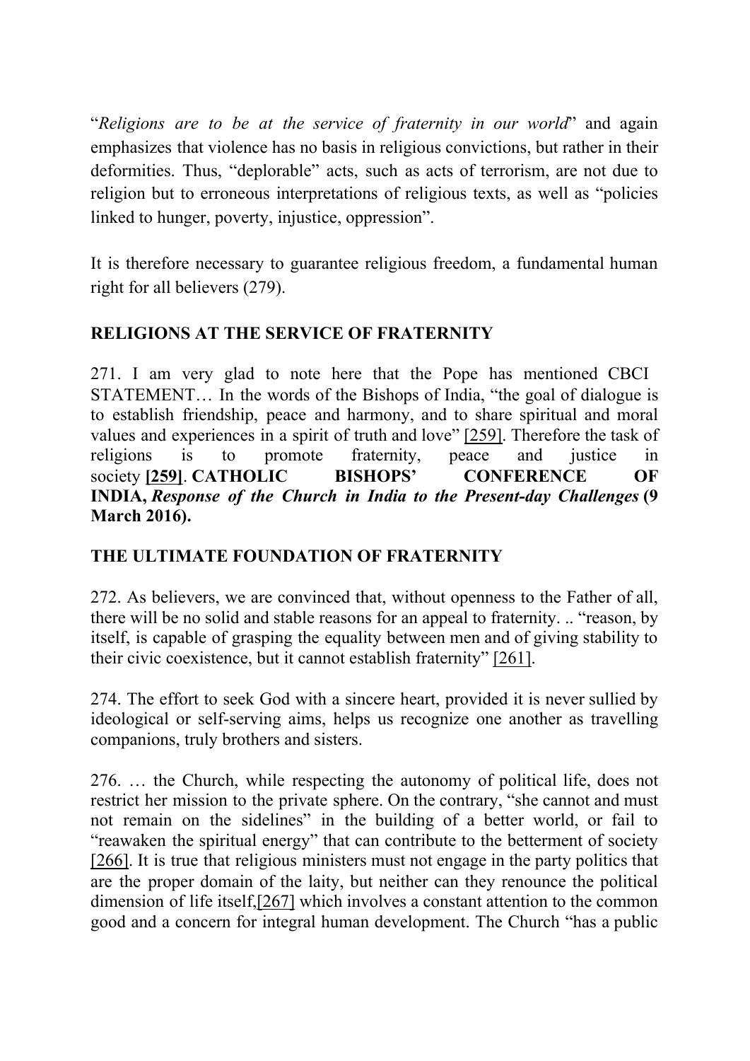"*Religions are to be at the service of fraternity in our world*" and again emphasizes that violence has no basis in religious convictions, but rather in their deformities. Thus, "deplorable" acts, such as acts of terrorism, are not due to religion but to erroneous interpretations of religious texts, as well as "policies linked to hunger, poverty, injustice, oppression".

It is therefore necessary to guarantee religious freedom, a fundamental human right for all believers (279).

**RELIGIONS AT THE SERVICE OF FRATERNITY**

271. I am very glad to note here that the Pope has mentioned CBCI STATEMENT… In the words of the Bishops of India, "the goal of dialogue is to establish friendship, peace and harmony, and to share spiritual and moral values and experiences in a spirit of truth and love" [259]. Therefore the task of religions is to promote fraternity, peace and justice in society **[259]**. **CATHOLIC BISHOPS' CONFERENCE OF INDIA,** ***Response of the Church in India to the Present-day Challenges*** **(9 March 2016).**

**THE ULTIMATE FOUNDATION OF FRATERNITY**

272. As believers, we are convinced that, without openness to the Father of all, there will be no solid and stable reasons for an appeal to fraternity. .. "reason, by itself, is capable of grasping the equality between men and of giving stability to their civic coexistence, but it cannot establish fraternity" [261].

274. The effort to seek God with a sincere heart, provided it is never sullied by ideological or self-serving aims, helps us recognize one another as travelling companions, truly brothers and sisters.

276. … the Church, while respecting the autonomy of political life, does not restrict her mission to the private sphere. On the contrary, "she cannot and must not remain on the sidelines" in the building of a better world, or fail to "reawaken the spiritual energy" that can contribute to the betterment of society [266]. It is true that religious ministers must not engage in the party politics that are the proper domain of the laity, but neither can they renounce the political dimension of life itself,[267] which involves a constant attention to the common good and a concern for integral human development. The Church "has a public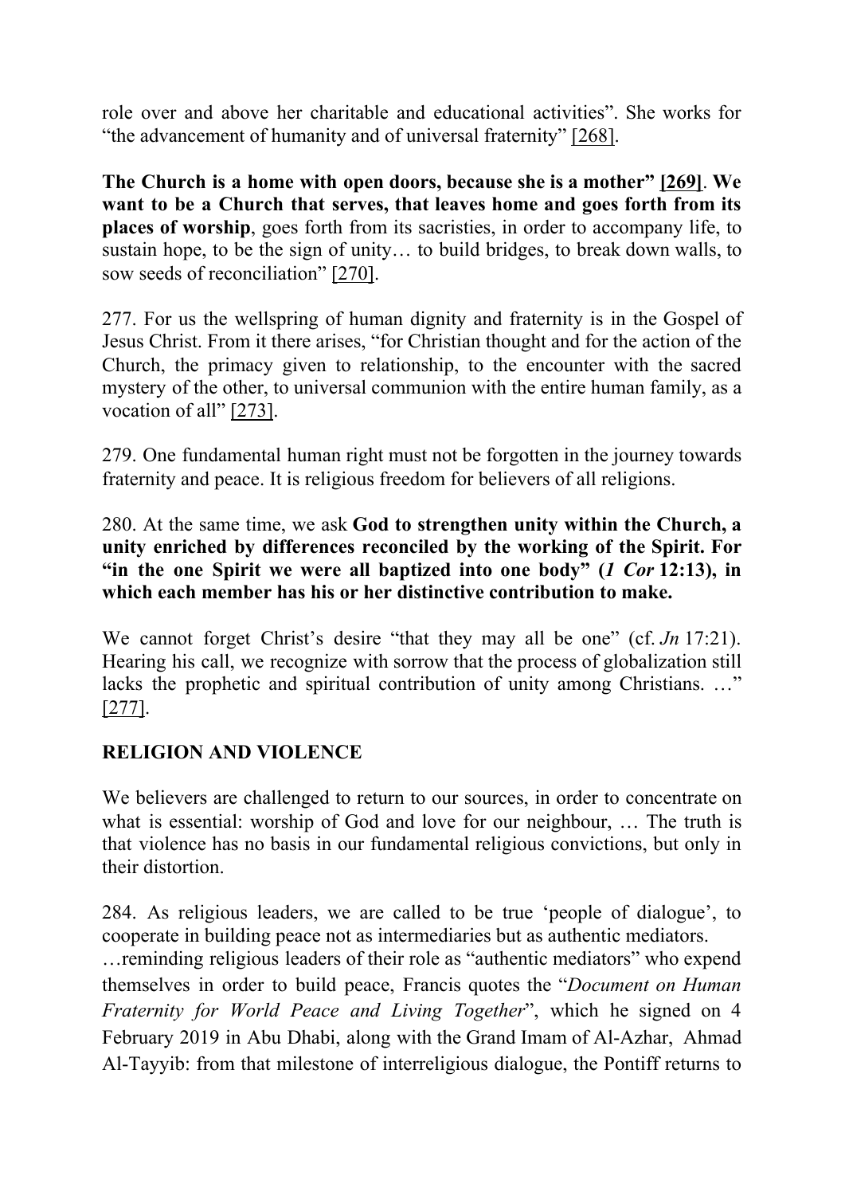role over and above her charitable and educational activities". She works for "the advancement of humanity and of universal fraternity" [268].

**The Church is a home with open doors, because she is a mother" [269]**. **We want to be a Church that serves, that leaves home and goes forth from its places of worship**, goes forth from its sacristies, in order to accompany life, to sustain hope, to be the sign of unity… to build bridges, to break down walls, to sow seeds of reconciliation" [270].

277. For us the wellspring of human dignity and fraternity is in the Gospel of Jesus Christ. From it there arises, "for Christian thought and for the action of the Church, the primacy given to relationship, to the encounter with the sacred mystery of the other, to universal communion with the entire human family, as a vocation of all" [273].

279. One fundamental human right must not be forgotten in the journey towards fraternity and peace. It is religious freedom for believers of all religions.

280. At the same time, we ask **God to strengthen unity within the Church, a unity enriched by differences reconciled by the working of the Spirit. For "in the one Spirit we were all baptized into one body" (*1 Cor* 12:13), in which each member has his or her distinctive contribution to make.**

We cannot forget Christ's desire "that they may all be one" (cf. *Jn* 17:21). Hearing his call, we recognize with sorrow that the process of globalization still lacks the prophetic and spiritual contribution of unity among Christians. …" [277].

**RELIGION AND VIOLENCE**

We believers are challenged to return to our sources, in order to concentrate on what is essential: worship of God and love for our neighbour, … The truth is that violence has no basis in our fundamental religious convictions, but only in their distortion.

284. As religious leaders, we are called to be true 'people of dialogue', to cooperate in building peace not as intermediaries but as authentic mediators.
…reminding religious leaders of their role as "authentic mediators" who expend themselves in order to build peace, Francis quotes the "*Document on Human Fraternity for World Peace and Living Together*", which he signed on 4 February 2019 in Abu Dhabi, along with the Grand Imam of Al-Azhar, Ahmad Al-Tayyib: from that milestone of interreligious dialogue, the Pontiff returns to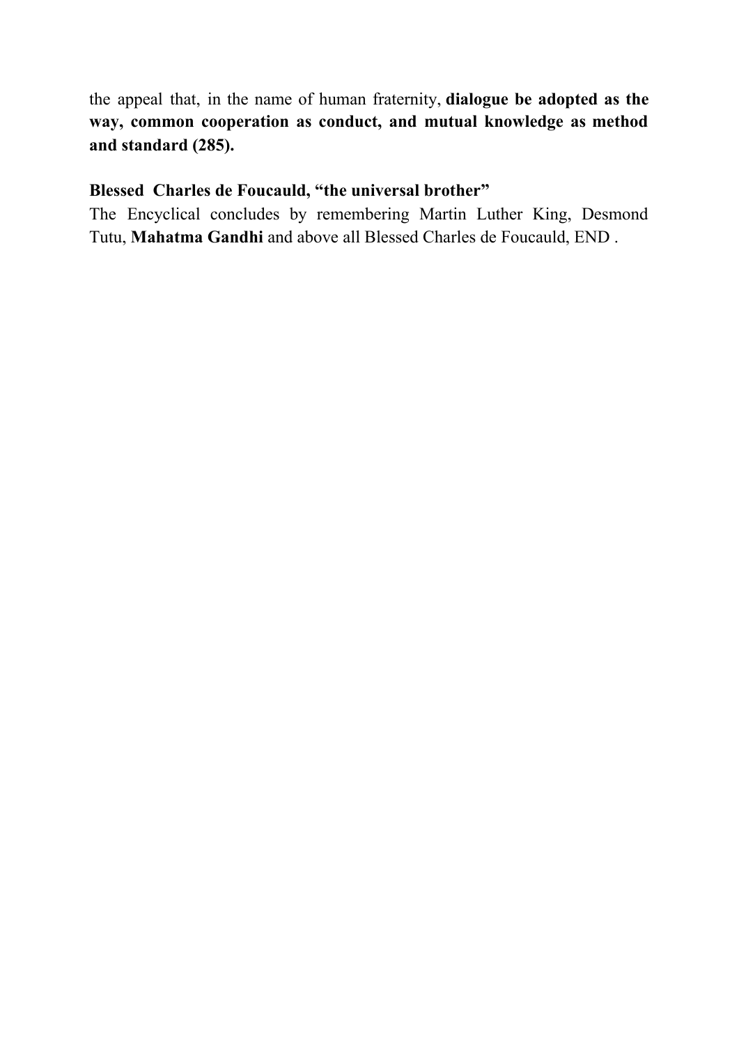the appeal that, in the name of human fraternity, **dialogue be adopted as the way, common cooperation as conduct, and mutual knowledge as method and standard (285).**

### Blessed Charles de Foucauld, "the universal brother"

The Encyclical concludes by remembering Martin Luther King, Desmond Tutu, **Mahatma Gandhi** and above all Blessed Charles de Foucauld, END .